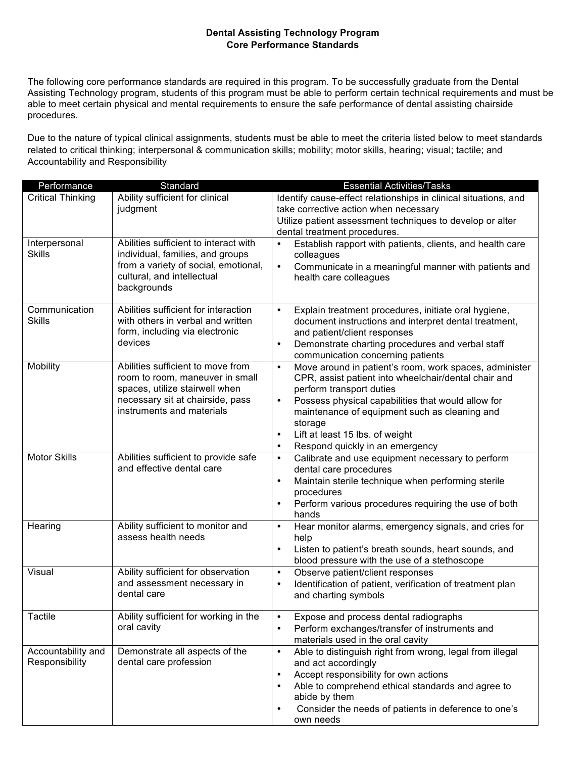# Dental Assisting Technology Program
## Core Performance Standards

The following core performance standards are required in this program. To be successfully graduate from the Dental Assisting Technology program, students of this program must be able to perform certain technical requirements and must be able to meet certain physical and mental requirements to ensure the safe performance of dental assisting chairside procedures.

Due to the nature of typical clinical assignments, students must be able to meet the criteria listed below to meet standards related to critical thinking; interpersonal & communication skills; mobility; motor skills, hearing; visual; tactile; and Accountability and Responsibility

| Performance | Standard | Essential Activities/Tasks |
| --- | --- | --- |
| Critical Thinking | Ability sufficient for clinical judgment | Identify cause-effect relationships in clinical situations, and take corrective action when necessary<br>Utilize patient assessment techniques to develop or alter dental treatment procedures. |
| Interpersonal Skills | Abilities sufficient to interact with individual, families, and groups from a variety of social, emotional, cultural, and intellectual backgrounds | • Establish rapport with patients, clients, and health care colleagues<br>• Communicate in a meaningful manner with patients and health care colleagues |
| Communication Skills | Abilities sufficient for interaction with others in verbal and written form, including via electronic devices | • Explain treatment procedures, initiate oral hygiene, document instructions and interpret dental treatment, and patient/client responses<br>• Demonstrate charting procedures and verbal staff communication concerning patients |
| Mobility | Abilities sufficient to move from room to room, maneuver in small spaces, utilize stairwell when necessary sit at chairside, pass instruments and materials | • Move around in patient's room, work spaces, administer CPR, assist patient into wheelchair/dental chair and perform transport duties<br>• Possess physical capabilities that would allow for maintenance of equipment such as cleaning and storage<br>• Lift at least 15 lbs. of weight<br>• Respond quickly in an emergency |
| Motor Skills | Abilities sufficient to provide safe and effective dental care | • Calibrate and use equipment necessary to perform dental care procedures<br>• Maintain sterile technique when performing sterile procedures<br>• Perform various procedures requiring the use of both hands |
| Hearing | Ability sufficient to monitor and assess health needs | • Hear monitor alarms, emergency signals, and cries for help<br>• Listen to patient's breath sounds, heart sounds, and blood pressure with the use of a stethoscope |
| Visual | Ability sufficient for observation and assessment necessary in dental care | • Observe patient/client responses<br>• Identification of patient, verification of treatment plan and charting symbols |
| Tactile | Ability sufficient for working in the oral cavity | • Expose and process dental radiographs<br>• Perform exchanges/transfer of instruments and materials used in the oral cavity |
| Accountability and Responsibility | Demonstrate all aspects of the dental care profession | • Able to distinguish right from wrong, legal from illegal and act accordingly<br>• Accept responsibility for own actions<br>• Able to comprehend ethical standards and agree to abide by them<br>• Consider the needs of patients in deference to one's own needs |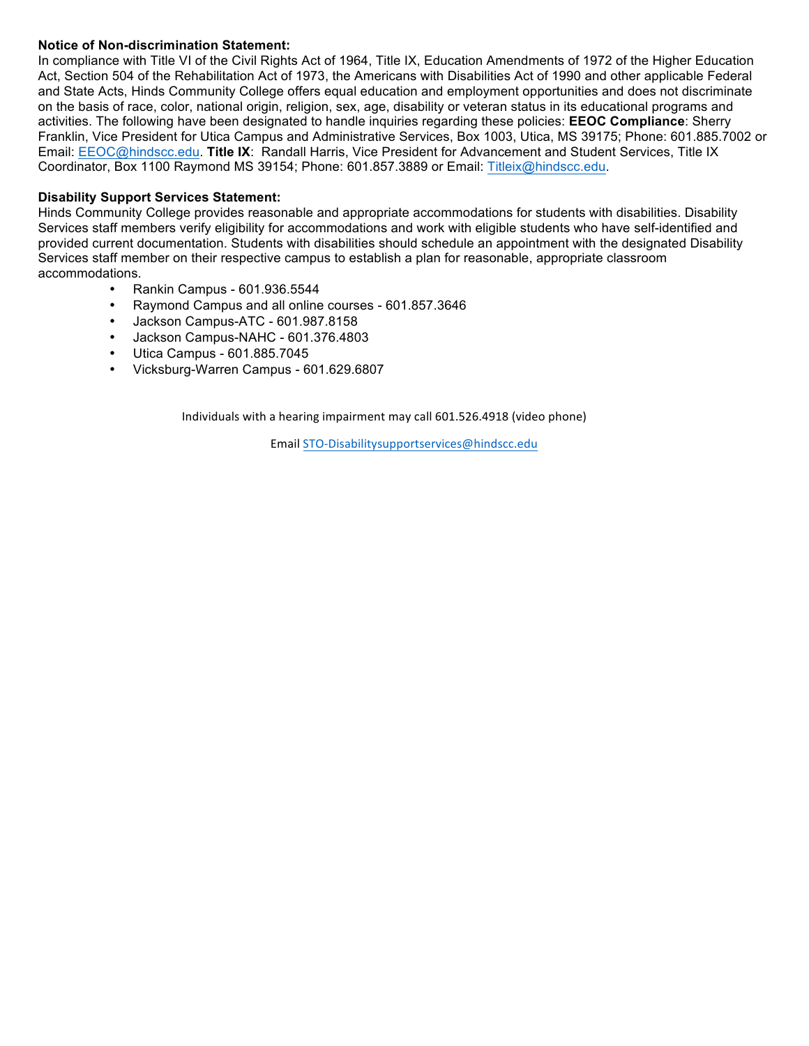**Notice of Non-discrimination Statement:**

In compliance with Title VI of the Civil Rights Act of 1964, Title IX, Education Amendments of 1972 of the Higher Education Act, Section 504 of the Rehabilitation Act of 1973, the Americans with Disabilities Act of 1990 and other applicable Federal and State Acts, Hinds Community College offers equal education and employment opportunities and does not discriminate on the basis of race, color, national origin, religion, sex, age, disability or veteran status in its educational programs and activities. The following have been designated to handle inquiries regarding these policies: **EEOC Compliance**: Sherry Franklin, Vice President for Utica Campus and Administrative Services, Box 1003, Utica, MS 39175; Phone: 601.885.7002 or Email: EEOC@hindscc.edu. **Title IX**: Randall Harris, Vice President for Advancement and Student Services, Title IX Coordinator, Box 1100 Raymond MS 39154; Phone: 601.857.3889 or Email: Titleix@hindscc.edu.

**Disability Support Services Statement:**

Hinds Community College provides reasonable and appropriate accommodations for students with disabilities. Disability Services staff members verify eligibility for accommodations and work with eligible students who have self-identified and provided current documentation. Students with disabilities should schedule an appointment with the designated Disability Services staff member on their respective campus to establish a plan for reasonable, appropriate classroom accommodations.

- Rankin Campus - 601.936.5544
- Raymond Campus and all online courses - 601.857.3646
- Jackson Campus-ATC - 601.987.8158
- Jackson Campus-NAHC - 601.376.4803
- Utica Campus - 601.885.7045
- Vicksburg-Warren Campus - 601.629.6807

Individuals with a hearing impairment may call 601.526.4918 (video phone)

Email STO-Disabilitysupportservices@hindscc.edu